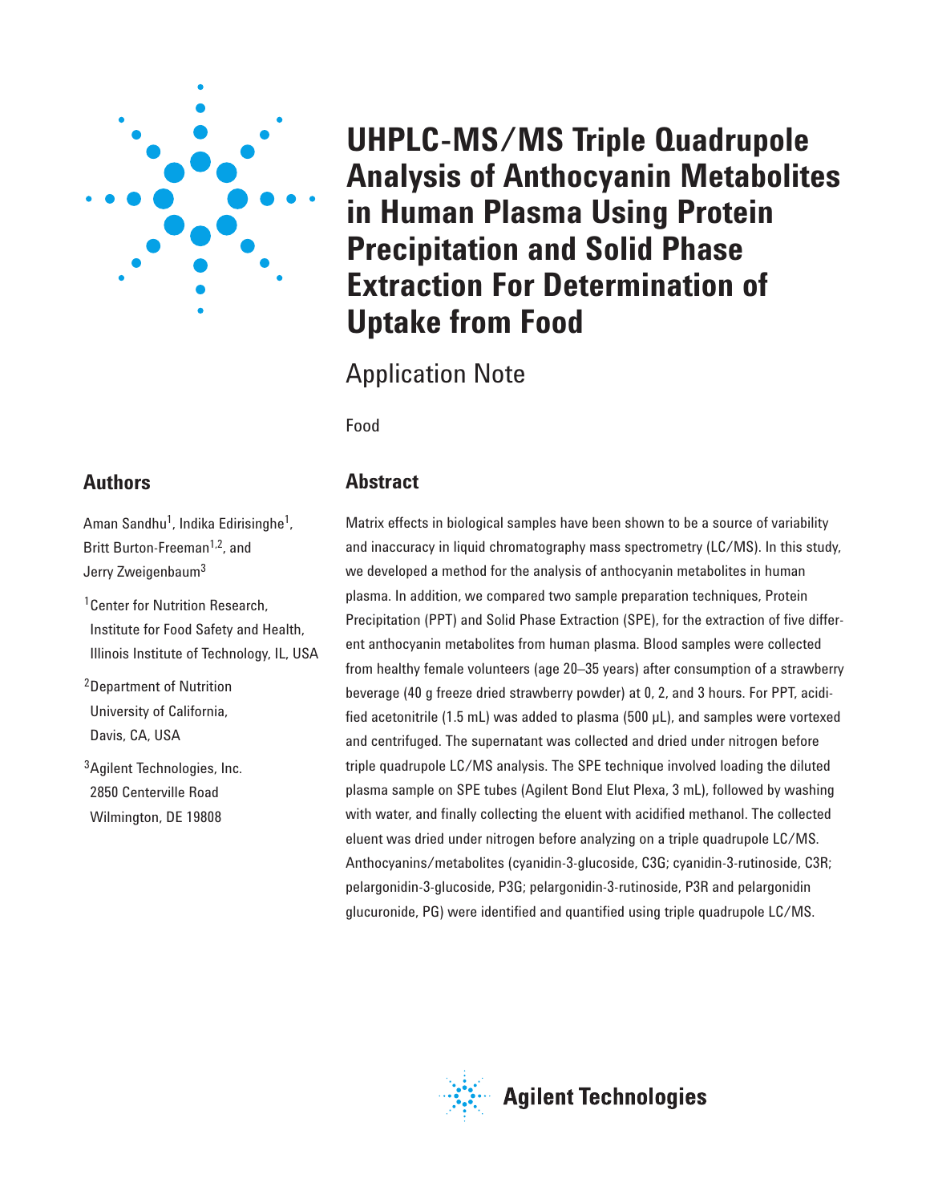# UHPLC-MS/MS Triple Quadrupole Analysis of Anthocyanin Metabolites in Human Plasma Using Protein Precipitation and Solid Phase Extraction For Determination of Uptake from Food

## Application Note

Food

## Authors

Aman Sandhu[1], Indika Edirisinghe[1], Britt Burton-Freeman[1,2], and Jerry Zweigenbaum[3]

[1]Center for Nutrition Research, Institute for Food Safety and Health, Illinois Institute of Technology, IL, USA

[2]Department of Nutrition University of California, Davis, CA, USA

[3]Agilent Technologies, Inc. 2850 Centerville Road Wilmington, DE 19808

## Abstract

Matrix effects in biological samples have been shown to be a source of variability and inaccuracy in liquid chromatography mass spectrometry (LC/MS). In this study, we developed a method for the analysis of anthocyanin metabolites in human plasma. In addition, we compared two sample preparation techniques, Protein Precipitation (PPT) and Solid Phase Extraction (SPE), for the extraction of five different anthocyanin metabolites from human plasma. Blood samples were collected from healthy female volunteers (age 20–35 years) after consumption of a strawberry beverage (40 g freeze dried strawberry powder) at 0, 2, and 3 hours. For PPT, acidified acetonitrile (1.5 mL) was added to plasma (500 µL), and samples were vortexed and centrifuged. The supernatant was collected and dried under nitrogen before triple quadrupole LC/MS analysis. The SPE technique involved loading the diluted plasma sample on SPE tubes (Agilent Bond Elut Plexa, 3 mL), followed by washing with water, and finally collecting the eluent with acidified methanol. The collected eluent was dried under nitrogen before analyzing on a triple quadrupole LC/MS. Anthocyanins/metabolites (cyanidin-3-glucoside, C3G; cyanidin-3-rutinoside, C3R; pelargonidin-3-glucoside, P3G; pelargonidin-3-rutinoside, P3R and pelargonidin glucuronide, PG) were identified and quantified using triple quadrupole LC/MS.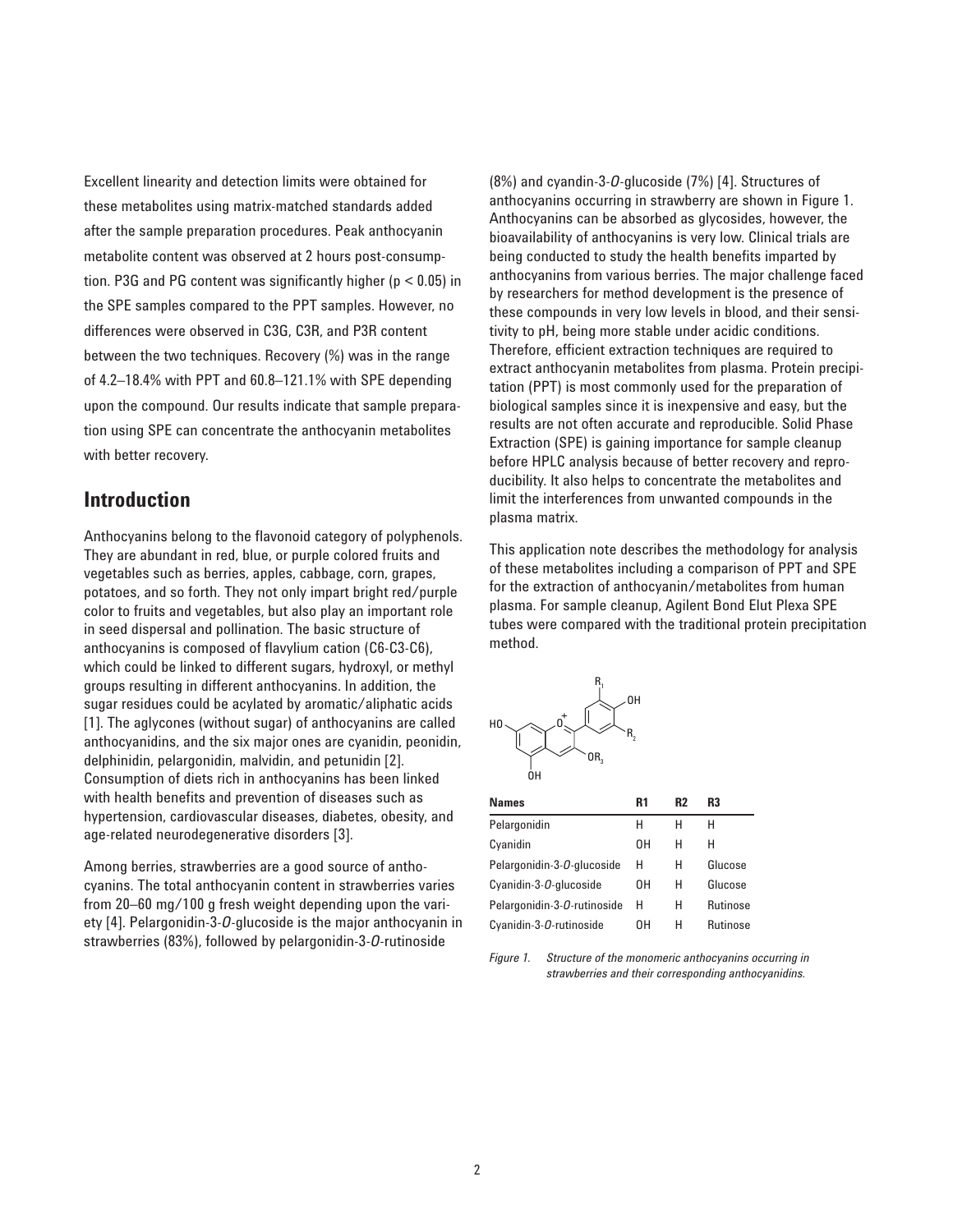Excellent linearity and detection limits were obtained for these metabolites using matrix-matched standards added after the sample preparation procedures. Peak anthocyanin metabolite content was observed at 2 hours post-consumption. P3G and PG content was significantly higher ($p < 0.05$) in the SPE samples compared to the PPT samples. However, no differences were observed in C3G, C3R, and P3R content between the two techniques. Recovery (%) was in the range of 4.2–18.4% with PPT and 60.8–121.1% with SPE depending upon the compound. Our results indicate that sample preparation using SPE can concentrate the anthocyanin metabolites with better recovery.

## Introduction

Anthocyanins belong to the flavonoid category of polyphenols. They are abundant in red, blue, or purple colored fruits and vegetables such as berries, apples, cabbage, corn, grapes, potatoes, and so forth. They not only impart bright red/purple color to fruits and vegetables, but also play an important role in seed dispersal and pollination. The basic structure of anthocyanins is composed of flavylium cation (C6-C3-C6), which could be linked to different sugars, hydroxyl, or methyl groups resulting in different anthocyanins. In addition, the sugar residues could be acylated by aromatic/aliphatic acids [1]. The aglycones (without sugar) of anthocyanins are called anthocyanidins, and the six major ones are cyanidin, peonidin, delphinidin, pelargonidin, malvidin, and petunidin [2]. Consumption of diets rich in anthocyanins has been linked with health benefits and prevention of diseases such as hypertension, cardiovascular diseases, diabetes, obesity, and age-related neurodegenerative disorders [3].

Among berries, strawberries are a good source of anthocyanins. The total anthocyanin content in strawberries varies from 20–60 mg/100 g fresh weight depending upon the variety [4]. Pelargonidin-3-*O*-glucoside is the major anthocyanin in strawberries (83%), followed by pelargonidin-3-*O*-rutinoside (8%) and cyandin-3-*O*-glucoside (7%) [4]. Structures of anthocyanins occurring in strawberry are shown in Figure 1. Anthocyanins can be absorbed as glycosides, however, the bioavailability of anthocyanins is very low. Clinical trials are being conducted to study the health benefits imparted by anthocyanins from various berries. The major challenge faced by researchers for method development is the presence of these compounds in very low levels in blood, and their sensitivity to pH, being more stable under acidic conditions. Therefore, efficient extraction techniques are required to extract anthocyanin metabolites from plasma. Protein precipitation (PPT) is most commonly used for the preparation of biological samples since it is inexpensive and easy, but the results are not often accurate and reproducible. Solid Phase Extraction (SPE) is gaining importance for sample cleanup before HPLC analysis because of better recovery and reproducibility. It also helps to concentrate the metabolites and limit the interferences from unwanted compounds in the plasma matrix.

This application note describes the methodology for analysis of these metabolites including a comparison of PPT and SPE for the extraction of anthocyanin/metabolites from human plasma. For sample cleanup, Agilent Bond Elut Plexa SPE tubes were compared with the traditional protein precipitation method.

| Names | R1 | R2 | R3 |
|---|---|---|---|
| Pelargonidin | H | H | H |
| Cyanidin | OH | H | H |
| Pelargonidin-3-*O*-glucoside | H | H | Glucose |
| Cyanidin-3-*O*-glucoside | OH | H | Glucose |
| Pelargonidin-3-*O*-rutinoside | H | H | Rutinose |
| Cyanidin-3-*O*-rutinoside | OH | H | Rutinose |

*Figure 1. Structure of the monomeric anthocyanins occurring in strawberries and their corresponding anthocyanidins.*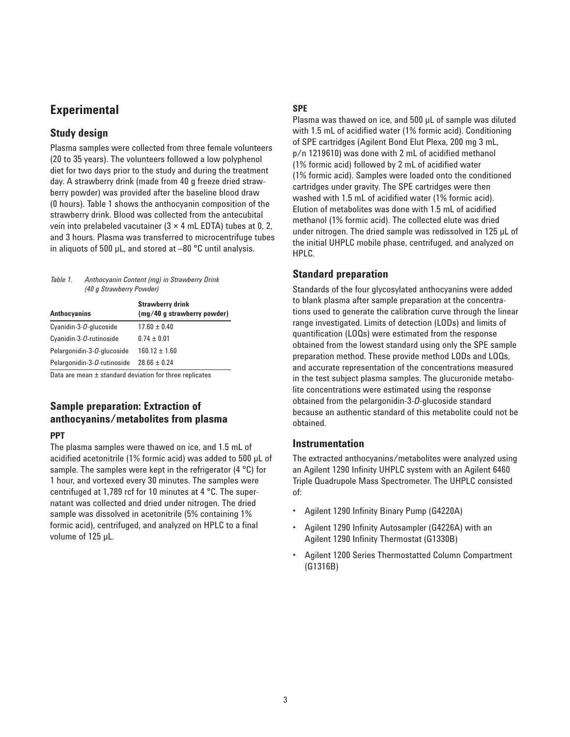## Experimental

### Study design

Plasma samples were collected from three female volunteers (20 to 35 years). The volunteers followed a low polyphenol diet for two days prior to the study and during the treatment day. A strawberry drink (made from 40 g freeze dried strawberry powder) was provided after the baseline blood draw (0 hours). Table 1 shows the anthocyanin composition of the strawberry drink. Blood was collected from the antecubital vein into prelabeled vacutainer (3 × 4 mL EDTA) tubes at 0, 2, and 3 hours. Plasma was transferred to microcentrifuge tubes in aliquots of 500 µL, and stored at –80 °C until analysis.

*Table 1. Anthocyanin Content (mg) in Strawberry Drink (40 g Strawberry Powder)*

| Anthocyanins | Strawberry drink (mg/40 g strawberry powder) |
| --- | --- |
| Cyanidin-3-*O*-glucoside | 17.60 ± 0.40 |
| Cyanidin-3-*O*-rutinoside | 0.74 ± 0.01 |
| Pelargonidin-3-*O*-glucoside | 160.12 ± 1.60 |
| Pelargonidin-3-*O*-rutinoside | 28.66 ± 0.24 |

Data are mean ± standard deviation for three replicates

### Sample preparation: Extraction of anthocyanins/metabolites from plasma

#### PPT

The plasma samples were thawed on ice, and 1.5 mL of acidified acetonitrile (1% formic acid) was added to 500 µL of sample. The samples were kept in the refrigerator (4 °C) for 1 hour, and vortexed every 30 minutes. The samples were centrifuged at 1,789 rcf for 10 minutes at 4 °C. The supernatant was collected and dried under nitrogen. The dried sample was dissolved in acetonitrile (5% containing 1% formic acid), centrifuged, and analyzed on HPLC to a final volume of 125 µL.

#### SPE

Plasma was thawed on ice, and 500 µL of sample was diluted with 1.5 mL of acidified water (1% formic acid). Conditioning of SPE cartridges (Agilent Bond Elut Plexa, 200 mg 3 mL, p/n 1219610) was done with 2 mL of acidified methanol (1% formic acid) followed by 2 mL of acidified water (1% formic acid). Samples were loaded onto the conditioned cartridges under gravity. The SPE cartridges were then washed with 1.5 mL of acidified water (1% formic acid). Elution of metabolites was done with 1.5 mL of acidified methanol (1% formic acid). The collected elute was dried under nitrogen. The dried sample was redissolved in 125 µL of the initial UHPLC mobile phase, centrifuged, and analyzed on HPLC.

### Standard preparation

Standards of the four glycosylated anthocyanins were added to blank plasma after sample preparation at the concentrations used to generate the calibration curve through the linear range investigated. Limits of detection (LODs) and limits of quantification (LOQs) were estimated from the response obtained from the lowest standard using only the SPE sample preparation method. These provide method LODs and LOQs, and accurate representation of the concentrations measured in the test subject plasma samples. The glucuronide metabolite concentrations were estimated using the response obtained from the pelargonidin-3-*O*-glucoside standard because an authentic standard of this metabolite could not be obtained.

### Instrumentation

The extracted anthocyanins/metabolites were analyzed using an Agilent 1290 Infinity UHPLC system with an Agilent 6460 Triple Quadrupole Mass Spectrometer. The UHPLC consisted of:

- Agilent 1290 Infinity Binary Pump (G4220A)
- Agilent 1290 Infinity Autosampler (G4226A) with an Agilent 1290 Infinity Thermostat (G1330B)
- Agilent 1200 Series Thermostatted Column Compartment (G1316B)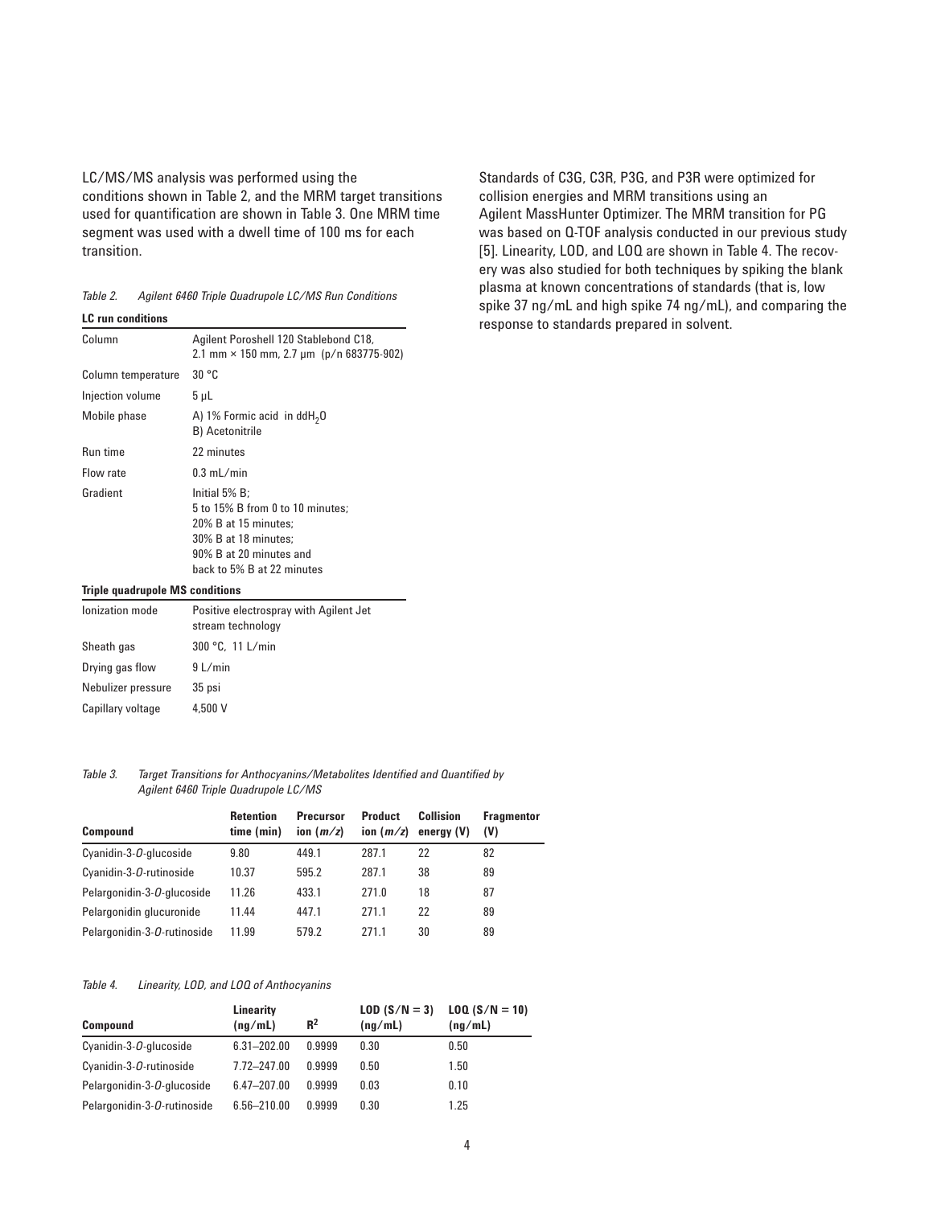LC/MS/MS analysis was performed using the conditions shown in Table 2, and the MRM target transitions used for quantification are shown in Table 3. One MRM time segment was used with a dwell time of 100 ms for each transition.

*Table 2. Agilent 6460 Triple Quadrupole LC/MS Run Conditions*

| **LC run conditions** | |
|---|---|
| Column | Agilent Poroshell 120 Stablebond C18, 2.1 mm × 150 mm, 2.7 µm (p/n 683775-902) |
| Column temperature | 30 °C |
| Injection volume | 5 µL |
| Mobile phase | A) 1% Formic acid in dd$H_2O$<br>B) Acetonitrile |
| Run time | 22 minutes |
| Flow rate | 0.3 mL/min |
| Gradient | Initial 5% B;<br>5 to 15% B from 0 to 10 minutes;<br>20% B at 15 minutes;<br>30% B at 18 minutes;<br>90% B at 20 minutes and<br>back to 5% B at 22 minutes |
| **Triple quadrupole MS conditions** | |
| Ionization mode | Positive electrospray with Agilent Jet stream technology |
| Sheath gas | 300 °C, 11 L/min |
| Drying gas flow | 9 L/min |
| Nebulizer pressure | 35 psi |
| Capillary voltage | 4,500 V |

*Table 3. Target Transitions for Anthocyanins/Metabolites Identified and Quantified by Agilent 6460 Triple Quadrupole LC/MS*

| Compound | Retention time (min) | Precursor ion (*m/z*) | Product ion (*m/z*) | Collision energy (V) | Fragmentor (V) |
|---|---|---|---|---|---|
| Cyanidin-3-*O*-glucoside | 9.80 | 449.1 | 287.1 | 22 | 82 |
| Cyanidin-3-*O*-rutinoside | 10.37 | 595.2 | 287.1 | 38 | 89 |
| Pelargonidin-3-*O*-glucoside | 11.26 | 433.1 | 271.0 | 18 | 87 |
| Pelargonidin glucuronide | 11.44 | 447.1 | 271.1 | 22 | 89 |
| Pelargonidin-3-*O*-rutinoside | 11.99 | 579.2 | 271.1 | 30 | 89 |

*Table 4. Linearity, LOD, and LOQ of Anthocyanins*

| Compound | Linearity (ng/mL) | $R^2$ | LOD (S/N = 3) (ng/mL) | LOQ (S/N = 10) (ng/mL) |
|---|---|---|---|---|
| Cyanidin-3-*O*-glucoside | 6.31–202.00 | 0.9999 | 0.30 | 0.50 |
| Cyanidin-3-*O*-rutinoside | 7.72–247.00 | 0.9999 | 0.50 | 1.50 |
| Pelargonidin-3-*O*-glucoside | 6.47–207.00 | 0.9999 | 0.03 | 0.10 |
| Pelargonidin-3-*O*-rutinoside | 6.56–210.00 | 0.9999 | 0.30 | 1.25 |

Standards of C3G, C3R, P3G, and P3R were optimized for collision energies and MRM transitions using an Agilent MassHunter Optimizer. The MRM transition for PG was based on Q-TOF analysis conducted in our previous study [5]. Linearity, LOD, and LOQ are shown in Table 4. The recovery was also studied for both techniques by spiking the blank plasma at known concentrations of standards (that is, low spike 37 ng/mL and high spike 74 ng/mL), and comparing the response to standards prepared in solvent.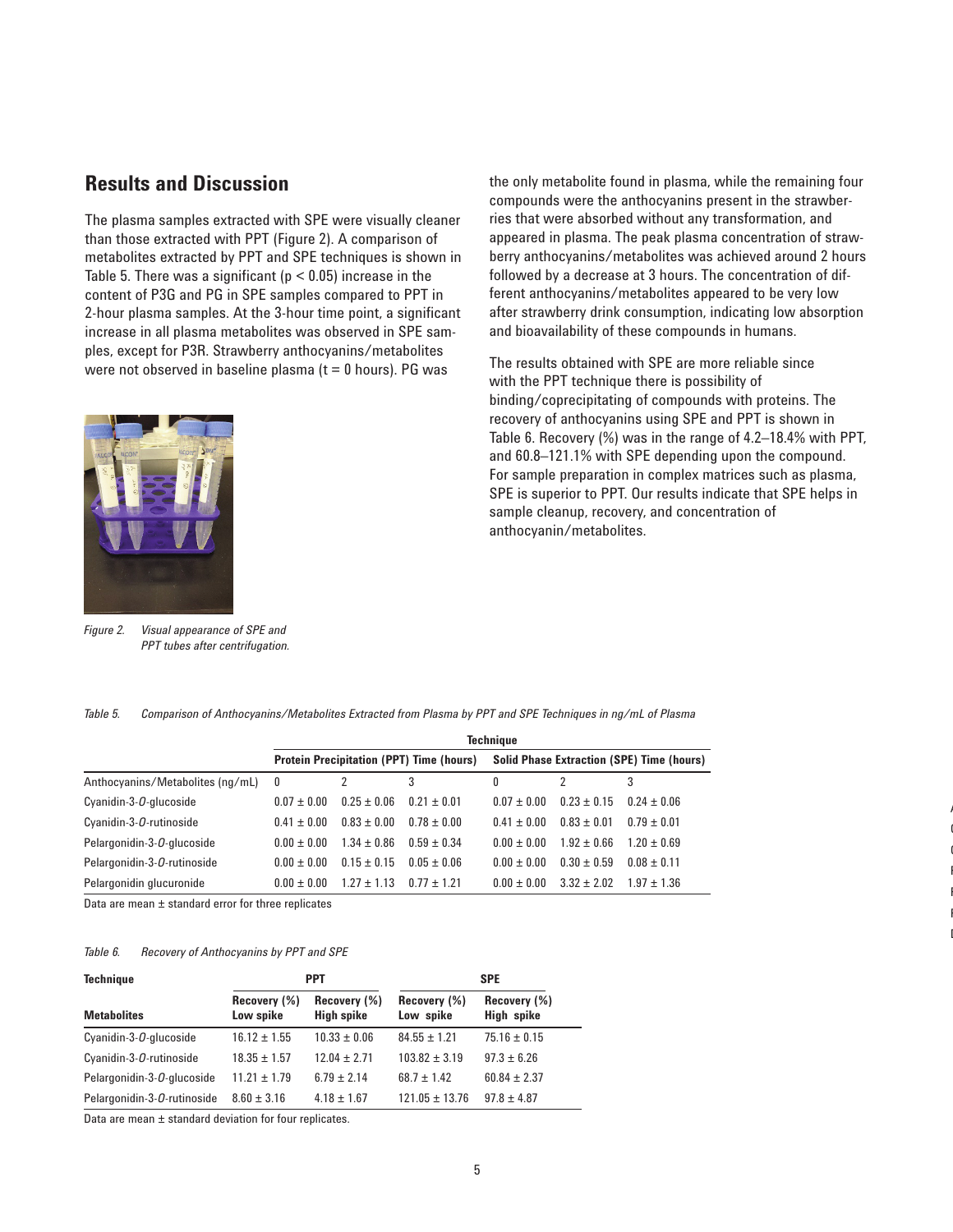## Results and Discussion

The plasma samples extracted with SPE were visually cleaner than those extracted with PPT (Figure 2). A comparison of metabolites extracted by PPT and SPE techniques is shown in Table 5. There was a significant ($p < 0.05$) increase in the content of P3G and PG in SPE samples compared to PPT in 2-hour plasma samples. At the 3-hour time point, a significant increase in all plasma metabolites was observed in SPE samples, except for P3R. Strawberry anthocyanins/metabolites were not observed in baseline plasma (t = 0 hours). PG was the only metabolite found in plasma, while the remaining four compounds were the anthocyanins present in the strawberries that were absorbed without any transformation, and appeared in plasma. The peak plasma concentration of strawberry anthocyanins/metabolites was achieved around 2 hours followed by a decrease at 3 hours. The concentration of different anthocyanins/metabolites appeared to be very low after strawberry drink consumption, indicating low absorption and bioavailability of these compounds in humans.

The results obtained with SPE are more reliable since with the PPT technique there is possibility of binding/coprecipitating of compounds with proteins. The recovery of anthocyanins using SPE and PPT is shown in Table 6. Recovery (%) was in the range of 4.2–18.4% with PPT, and 60.8–121.1% with SPE depending upon the compound. For sample preparation in complex matrices such as plasma, SPE is superior to PPT. Our results indicate that SPE helps in sample cleanup, recovery, and concentration of anthocyanin/metabolites.

*Figure 2. Visual appearance of SPE and PPT tubes after centrifugation.*

*Table 5. Comparison of Anthocyanins/Metabolites Extracted from Plasma by PPT and SPE Techniques in ng/mL of Plasma*

| | Technique | | | | | |
|---|---|---|---|---|---|---|
| | Protein Precipitation (PPT) Time (hours) | | | Solid Phase Extraction (SPE) Time (hours) | | |
| Anthocyanins/Metabolites (ng/mL) | 0 | 2 | 3 | 0 | 2 | 3 |
| Cyanidin-3-*O*-glucoside | 0.07 ± 0.00 | 0.25 ± 0.06 | 0.21 ± 0.01 | 0.07 ± 0.00 | 0.23 ± 0.15 | 0.24 ± 0.06 |
| Cyanidin-3-*O*-rutinoside | 0.41 ± 0.00 | 0.83 ± 0.00 | 0.78 ± 0.00 | 0.41 ± 0.00 | 0.83 ± 0.01 | 0.79 ± 0.01 |
| Pelargonidin-3-*O*-glucoside | 0.00 ± 0.00 | 1.34 ± 0.86 | 0.59 ± 0.34 | 0.00 ± 0.00 | 1.92 ± 0.66 | 1.20 ± 0.69 |
| Pelargonidin-3-*O*-rutinoside | 0.00 ± 0.00 | 0.15 ± 0.15 | 0.05 ± 0.06 | 0.00 ± 0.00 | 0.30 ± 0.59 | 0.08 ± 0.11 |
| Pelargonidin glucuronide | 0.00 ± 0.00 | 1.27 ± 1.13 | 0.77 ± 1.21 | 0.00 ± 0.00 | 3.32 ± 2.02 | 1.97 ± 1.36 |

Data are mean ± standard error for three replicates

*Table 6. Recovery of Anthocyanins by PPT and SPE*

| Technique | PPT | | SPE | |
|---|---|---|---|---|
| Metabolites | Recovery (%) Low spike | Recovery (%) High spike | Recovery (%) Low spike | Recovery (%) High spike |
| Cyanidin-3-*O*-glucoside | 16.12 ± 1.55 | 10.33 ± 0.06 | 84.55 ± 1.21 | 75.16 ± 0.15 |
| Cyanidin-3-*O*-rutinoside | 18.35 ± 1.57 | 12.04 ± 2.71 | 103.82 ± 3.19 | 97.3 ± 6.26 |
| Pelargonidin-3-*O*-glucoside | 11.21 ± 1.79 | 6.79 ± 2.14 | 68.7 ± 1.42 | 60.84 ± 2.37 |
| Pelargonidin-3-*O*-rutinoside | 8.60 ± 3.16 | 4.18 ± 1.67 | 121.05 ± 13.76 | 97.8 ± 4.87 |

Data are mean ± standard deviation for four replicates.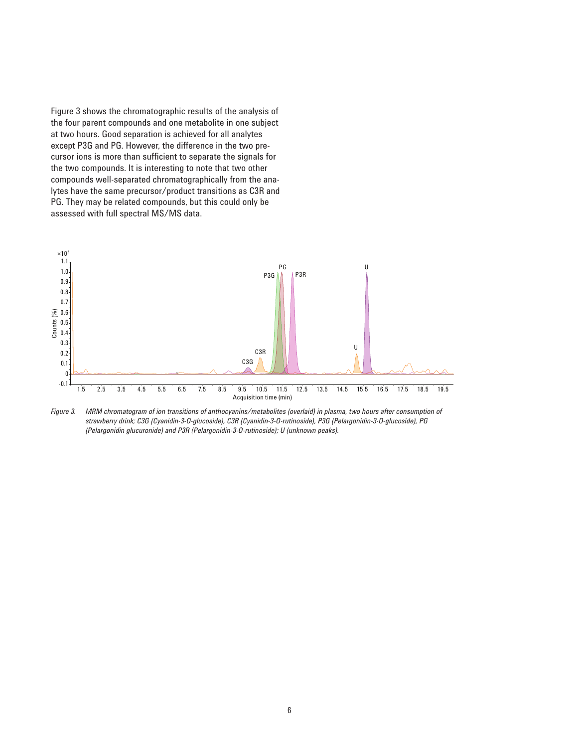Figure 3 shows the chromatographic results of the analysis of the four parent compounds and one metabolite in one subject at two hours. Good separation is achieved for all analytes except P3G and PG. However, the difference in the two precursor ions is more than sufficient to separate the signals for the two compounds. It is interesting to note that two other compounds well-separated chromatographically from the analytes have the same precursor/product transitions as C3R and PG. They may be related compounds, but this could only be assessed with full spectral MS/MS data.

*Figure 3. MRM chromatogram of ion transitions of anthocyanins/metabolites (overlaid) in plasma, two hours after consumption of strawberry drink; C3G (Cyanidin-3-O-glucoside), C3R (Cyanidin-3-O-rutinoside), P3G (Pelargonidin-3-O-glucoside), PG (Pelargonidin glucuronide) and P3R (Pelargonidin-3-O-rutinoside); U (unknown peaks).*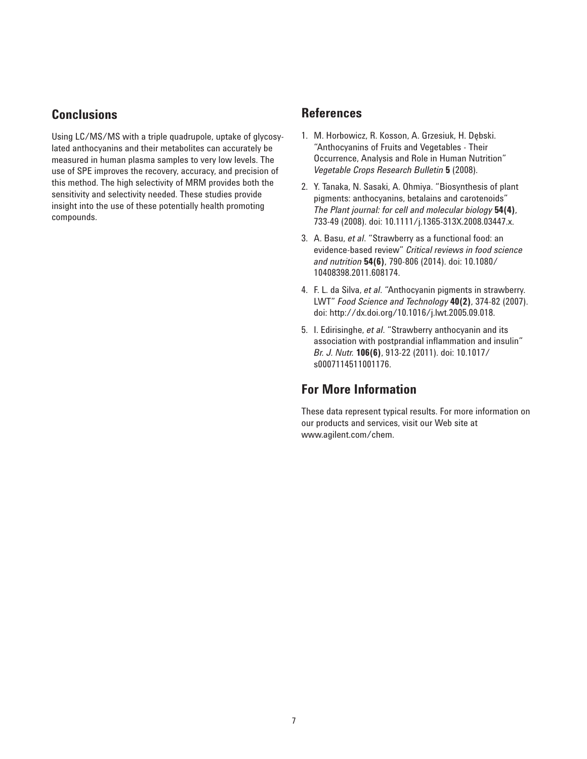## Conclusions

Using LC/MS/MS with a triple quadrupole, uptake of glycosylated anthocyanins and their metabolites can accurately be measured in human plasma samples to very low levels. The use of SPE improves the recovery, accuracy, and precision of this method. The high selectivity of MRM provides both the sensitivity and selectivity needed. These studies provide insight into the use of these potentially health promoting compounds.

## References

1. M. Horbowicz, R. Kosson, A. Grzesiuk, H. Dębski. "Anthocyanins of Fruits and Vegetables - Their Occurrence, Analysis and Role in Human Nutrition" *Vegetable Crops Research Bulletin* **5** (2008).
2. Y. Tanaka, N. Sasaki, A. Ohmiya. "Biosynthesis of plant pigments: anthocyanins, betalains and carotenoids" *The Plant journal: for cell and molecular biology* **54(4)**, 733-49 (2008). doi: 10.1111/j.1365-313X.2008.03447.x.
3. A. Basu, *et al*. "Strawberry as a functional food: an evidence-based review" *Critical reviews in food science and nutrition* **54(6)**, 790-806 (2014). doi: 10.1080/10408398.2011.608174.
4. F. L. da Silva, *et al*. "Anthocyanin pigments in strawberry. LWT" *Food Science and Technology* **40(2)**, 374-82 (2007). doi: http://dx.doi.org/10.1016/j.lwt.2005.09.018.
5. I. Edirisinghe, *et al*. "Strawberry anthocyanin and its association with postprandial inflammation and insulin" *Br. J. Nutr.* **106(6)**, 913-22 (2011). doi: 10.1017/s0007114511001176.

## For More Information

These data represent typical results. For more information on our products and services, visit our Web site at www.agilent.com/chem.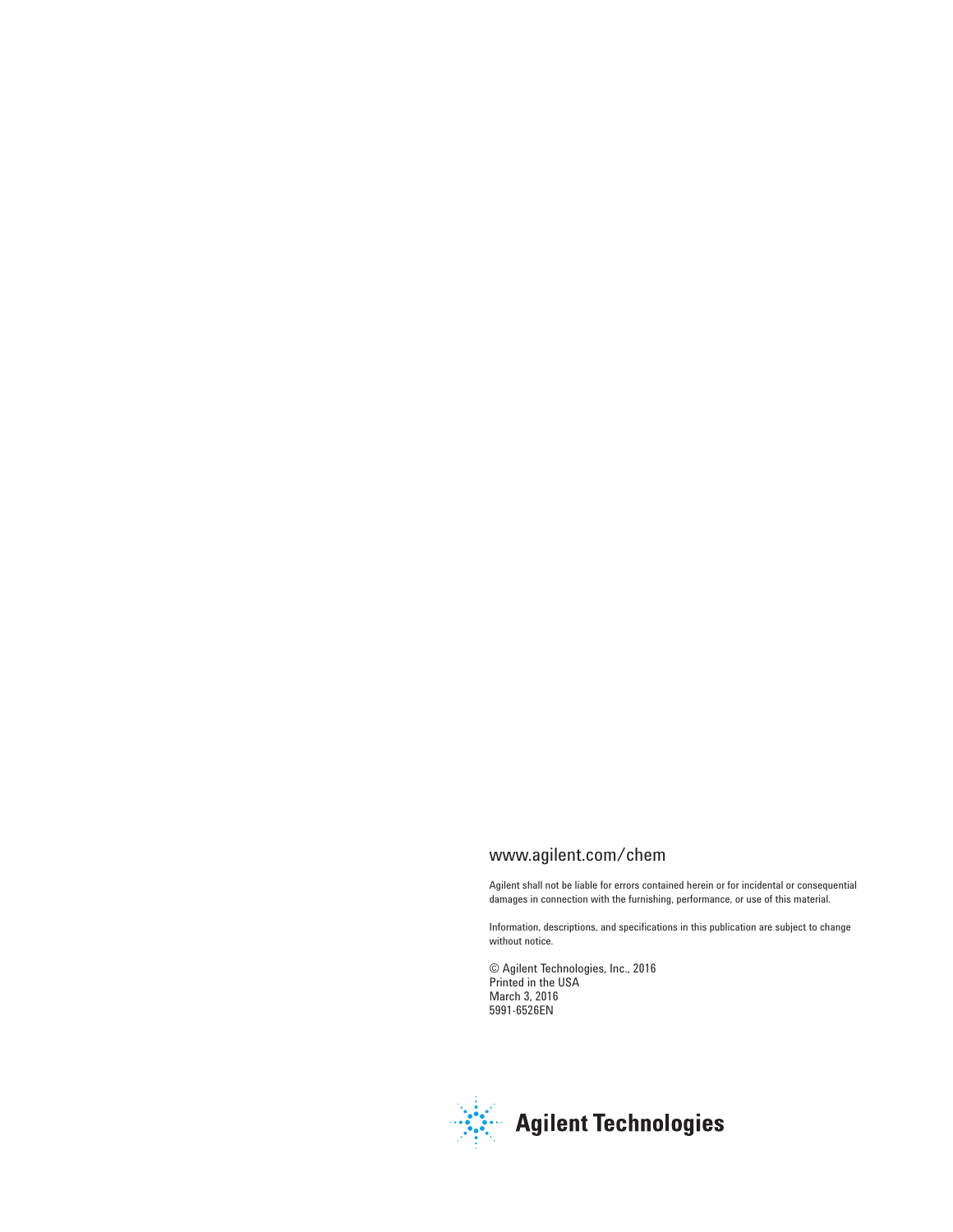www.agilent.com/chem

Agilent shall not be liable for errors contained herein or for incidental or consequential damages in connection with the furnishing, performance, or use of this material.

Information, descriptions, and specifications in this publication are subject to change without notice.

© Agilent Technologies, Inc., 2016
Printed in the USA
March 3, 2016
5991-6526EN

**Agilent Technologies**